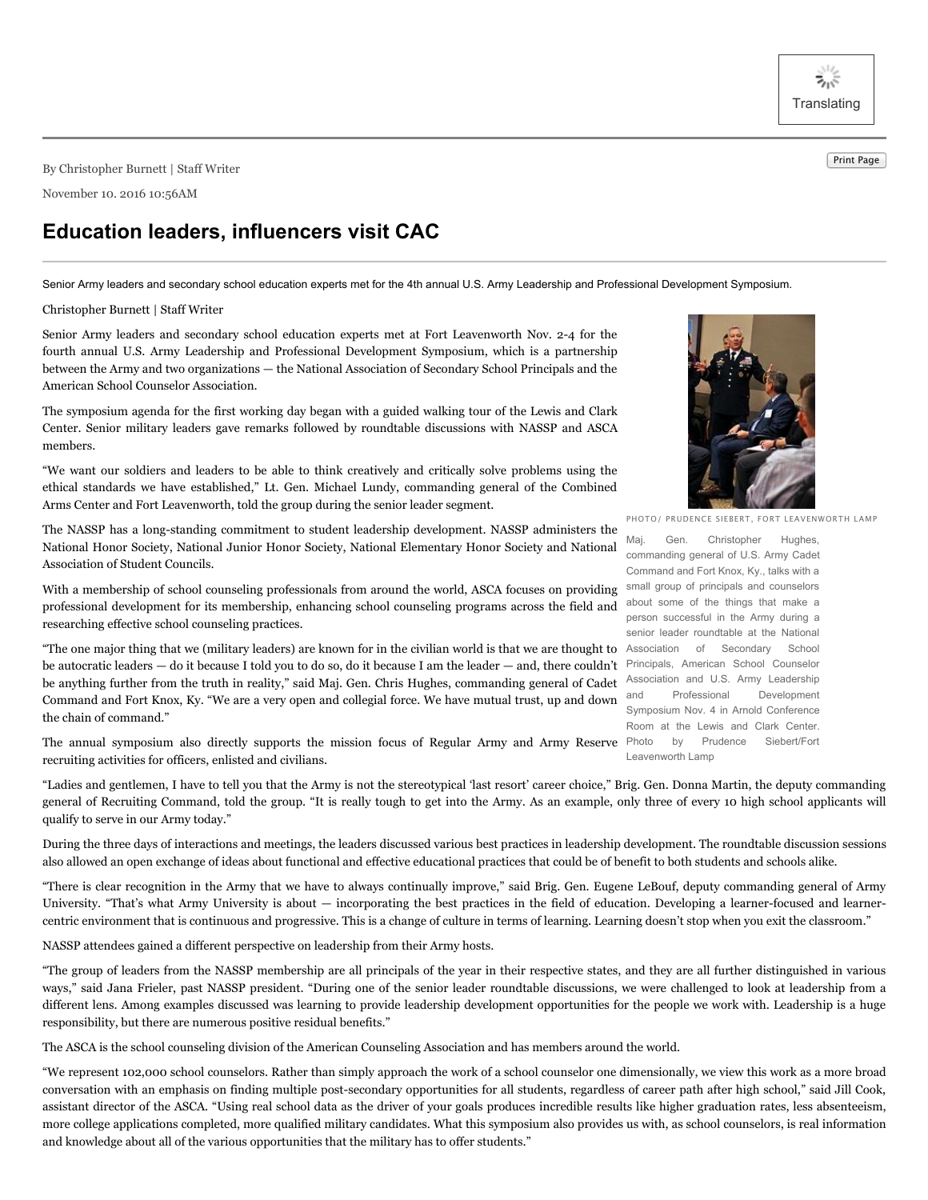By Christopher Burnett | Staff Writer

November 10. 2016 10:56AM

# Education leaders, influencers visit CAC

Senior Army leaders and secondary school education experts met for the 4th annual U.S. Army Leadership and Professional Development Symposium.

Christopher Burnett | Staff Writer

Senior Army leaders and secondary school education experts met at Fort Leavenworth Nov. 2-4 for the fourth annual U.S. Army Leadership and Professional Development Symposium, which is a partnership between the Army and two organizations — the National Association of Secondary School Principals and the American School Counselor Association.

The symposium agenda for the first working day began with a guided walking tour of the Lewis and Clark Center. Senior military leaders gave remarks followed by roundtable discussions with NASSP and ASCA members.

"We want our soldiers and leaders to be able to think creatively and critically solve problems using the ethical standards we have established," Lt. Gen. Michael Lundy, commanding general of the Combined Arms Center and Fort Leavenworth, told the group during the senior leader segment.

The NASSP has a long-standing commitment to student leadership development. NASSP administers the National Honor Society, National Junior Honor Society, National Elementary Honor Society and National Association of Student Councils.

With a membership of school counseling professionals from around the world, ASCA focuses on providing professional development for its membership, enhancing school counseling programs across the field and researching effective school counseling practices.

"The one major thing that we (military leaders) are known for in the civilian world is that we are thought to be autocratic leaders — do it because I told you to do so, do it because I am the leader — and, there couldn't be anything further from the truth in reality," said Maj. Gen. Chris Hughes, commanding general of Cadet Command and Fort Knox, Ky. "We are a very open and collegial force. We have mutual trust, up and down the chain of command."

PHOTO/ PRUDENCE SIEBERT, FORT LEAVENWORTH LAMP

Maj. Gen. Christopher Hughes, commanding general of U.S. Army Cadet Command and Fort Knox, Ky., talks with a small group of principals and counselors about some of the things that make a person successful in the Army during a senior leader roundtable at the National Association of Secondary School Principals, American School Counselor Association and U.S. Army Leadership and Professional Development Symposium Nov. 4 in Arnold Conference Room at the Lewis and Clark Center. Photo by Prudence Siebert/Fort Leavenworth Lamp

The annual symposium also directly supports the mission focus of Regular Army and Army Reserve recruiting activities for officers, enlisted and civilians.

"Ladies and gentlemen, I have to tell you that the Army is not the stereotypical 'last resort' career choice," Brig. Gen. Donna Martin, the deputy commanding general of Recruiting Command, told the group. "It is really tough to get into the Army. As an example, only three of every 10 high school applicants will qualify to serve in our Army today."

During the three days of interactions and meetings, the leaders discussed various best practices in leadership development. The roundtable discussion sessions also allowed an open exchange of ideas about functional and effective educational practices that could be of benefit to both students and schools alike.

"There is clear recognition in the Army that we have to always continually improve," said Brig. Gen. Eugene LeBouf, deputy commanding general of Army University. "That's what Army University is about — incorporating the best practices in the field of education. Developing a learner-focused and learner-centric environment that is continuous and progressive. This is a change of culture in terms of learning. Learning doesn't stop when you exit the classroom."

NASSP attendees gained a different perspective on leadership from their Army hosts.

"The group of leaders from the NASSP membership are all principals of the year in their respective states, and they are all further distinguished in various ways," said Jana Frieler, past NASSP president. "During one of the senior leader roundtable discussions, we were challenged to look at leadership from a different lens. Among examples discussed was learning to provide leadership development opportunities for the people we work with. Leadership is a huge responsibility, but there are numerous positive residual benefits."

The ASCA is the school counseling division of the American Counseling Association and has members around the world.

"We represent 102,000 school counselors. Rather than simply approach the work of a school counselor one dimensionally, we view this work as a more broad conversation with an emphasis on finding multiple post-secondary opportunities for all students, regardless of career path after high school," said Jill Cook, assistant director of the ASCA. "Using real school data as the driver of your goals produces incredible results like higher graduation rates, less absenteeism, more college applications completed, more qualified military candidates. What this symposium also provides us with, as school counselors, is real information and knowledge about all of the various opportunities that the military has to offer students."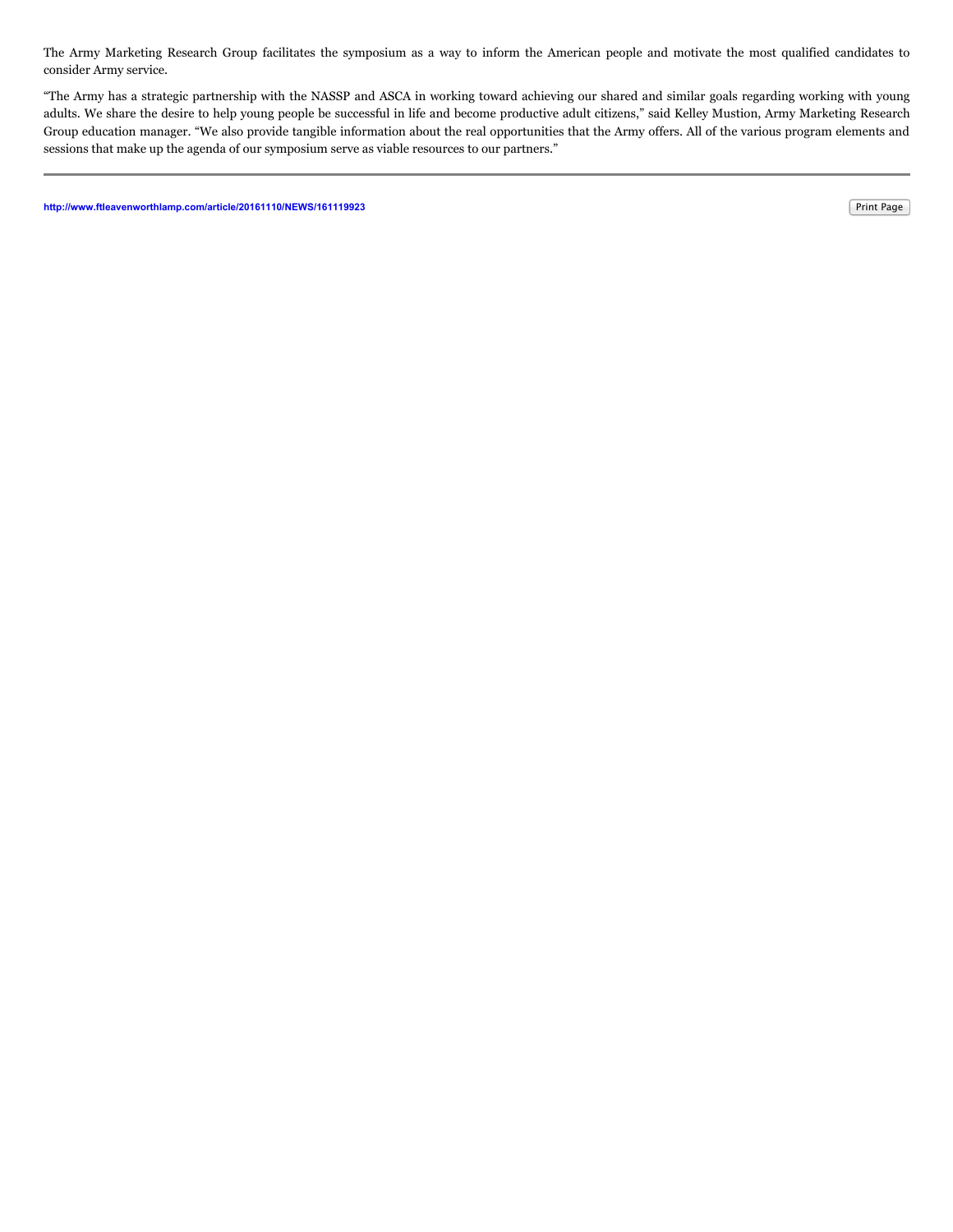The Army Marketing Research Group facilitates the symposium as a way to inform the American people and motivate the most qualified candidates to consider Army service.

"The Army has a strategic partnership with the NASSP and ASCA in working toward achieving our shared and similar goals regarding working with young adults. We share the desire to help young people be successful in life and become productive adult citizens," said Kelley Mustion, Army Marketing Research Group education manager. "We also provide tangible information about the real opportunities that the Army offers. All of the various program elements and sessions that make up the agenda of our symposium serve as viable resources to our partners."

---

http://www.ftleavenworthlamp.com/article/20161110/NEWS/161119923